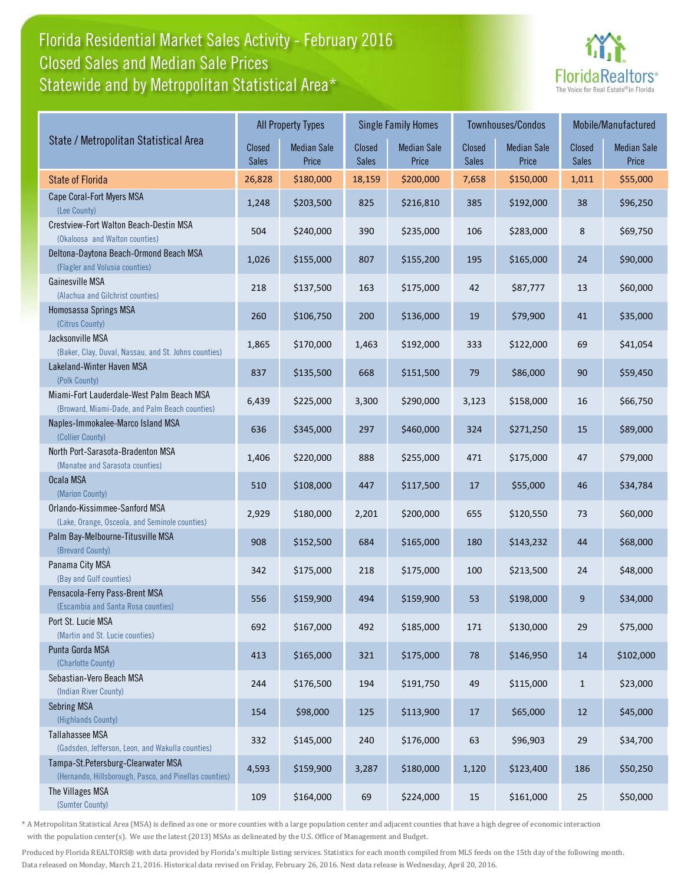# Florida Residential Market Sales Activity - February 2016
## Closed Sales and Median Sale Prices
## Statewide and by Metropolitan Statistical Area*

| State / Metropolitan Statistical Area | All Property Types | | Single Family Homes | | Townhouses/Condos | | Mobile/Manufactured | |
|---|---|---|---|---|---|---|---|---|
| | Closed Sales | Median Sale Price | Closed Sales | Median Sale Price | Closed Sales | Median Sale Price | Closed Sales | Median Sale Price |
| **State of Florida** | 26,828 | $180,000 | 18,159 | $200,000 | 7,658 | $150,000 | 1,011 | $55,000 |
| Cape Coral-Fort Myers MSA (Lee County) | 1,248 | $203,500 | 825 | $216,810 | 385 | $192,000 | 38 | $96,250 |
| Crestview-Fort Walton Beach-Destin MSA (Okaloosa and Walton counties) | 504 | $240,000 | 390 | $235,000 | 106 | $283,000 | 8 | $69,750 |
| Deltona-Daytona Beach-Ormond Beach MSA (Flagler and Volusia counties) | 1,026 | $155,000 | 807 | $155,200 | 195 | $165,000 | 24 | $90,000 |
| Gainesville MSA (Alachua and Gilchrist counties) | 218 | $137,500 | 163 | $175,000 | 42 | $87,777 | 13 | $60,000 |
| Homosassa Springs MSA (Citrus County) | 260 | $106,750 | 200 | $136,000 | 19 | $79,900 | 41 | $35,000 |
| Jacksonville MSA (Baker, Clay, Duval, Nassau, and St. Johns counties) | 1,865 | $170,000 | 1,463 | $192,000 | 333 | $122,000 | 69 | $41,054 |
| Lakeland-Winter Haven MSA (Polk County) | 837 | $135,500 | 668 | $151,500 | 79 | $86,000 | 90 | $59,450 |
| Miami-Fort Lauderdale-West Palm Beach MSA (Broward, Miami-Dade, and Palm Beach counties) | 6,439 | $225,000 | 3,300 | $290,000 | 3,123 | $158,000 | 16 | $66,750 |
| Naples-Immokalee-Marco Island MSA (Collier County) | 636 | $345,000 | 297 | $460,000 | 324 | $271,250 | 15 | $89,000 |
| North Port-Sarasota-Bradenton MSA (Manatee and Sarasota counties) | 1,406 | $220,000 | 888 | $255,000 | 471 | $175,000 | 47 | $79,000 |
| Ocala MSA (Marion County) | 510 | $108,000 | 447 | $117,500 | 17 | $55,000 | 46 | $34,784 |
| Orlando-Kissimmee-Sanford MSA (Lake, Orange, Osceola, and Seminole counties) | 2,929 | $180,000 | 2,201 | $200,000 | 655 | $120,550 | 73 | $60,000 |
| Palm Bay-Melbourne-Titusville MSA (Brevard County) | 908 | $152,500 | 684 | $165,000 | 180 | $143,232 | 44 | $68,000 |
| Panama City MSA (Bay and Gulf counties) | 342 | $175,000 | 218 | $175,000 | 100 | $213,500 | 24 | $48,000 |
| Pensacola-Ferry Pass-Brent MSA (Escambia and Santa Rosa counties) | 556 | $159,900 | 494 | $159,900 | 53 | $198,000 | 9 | $34,000 |
| Port St. Lucie MSA (Martin and St. Lucie counties) | 692 | $167,000 | 492 | $185,000 | 171 | $130,000 | 29 | $75,000 |
| Punta Gorda MSA (Charlotte County) | 413 | $165,000 | 321 | $175,000 | 78 | $146,950 | 14 | $102,000 |
| Sebastian-Vero Beach MSA (Indian River County) | 244 | $176,500 | 194 | $191,750 | 49 | $115,000 | 1 | $23,000 |
| Sebring MSA (Highlands County) | 154 | $98,000 | 125 | $113,900 | 17 | $65,000 | 12 | $45,000 |
| Tallahassee MSA (Gadsden, Jefferson, Leon, and Wakulla counties) | 332 | $145,000 | 240 | $176,000 | 63 | $96,903 | 29 | $34,700 |
| Tampa-St.Petersburg-Clearwater MSA (Hernando, Hillsborough, Pasco, and Pinellas counties) | 4,593 | $159,900 | 3,287 | $180,000 | 1,120 | $123,400 | 186 | $50,250 |
| The Villages MSA (Sumter County) | 109 | $164,000 | 69 | $224,000 | 15 | $161,000 | 25 | $50,000 |

* A Metropolitan Statistical Area (MSA) is defined as one or more counties with a large population center and adjacent counties that have a high degree of economic interaction with the population center(s). We use the latest (2013) MSAs as delineated by the U.S. Office of Management and Budget.

Produced by Florida REALTORS® with data provided by Florida's multiple listing services. Statistics for each month compiled from MLS feeds on the 15th day of the following month. Data released on Monday, March 21, 2016. Historical data revised on Friday, February 26, 2016. Next data release is Wednesday, April 20, 2016.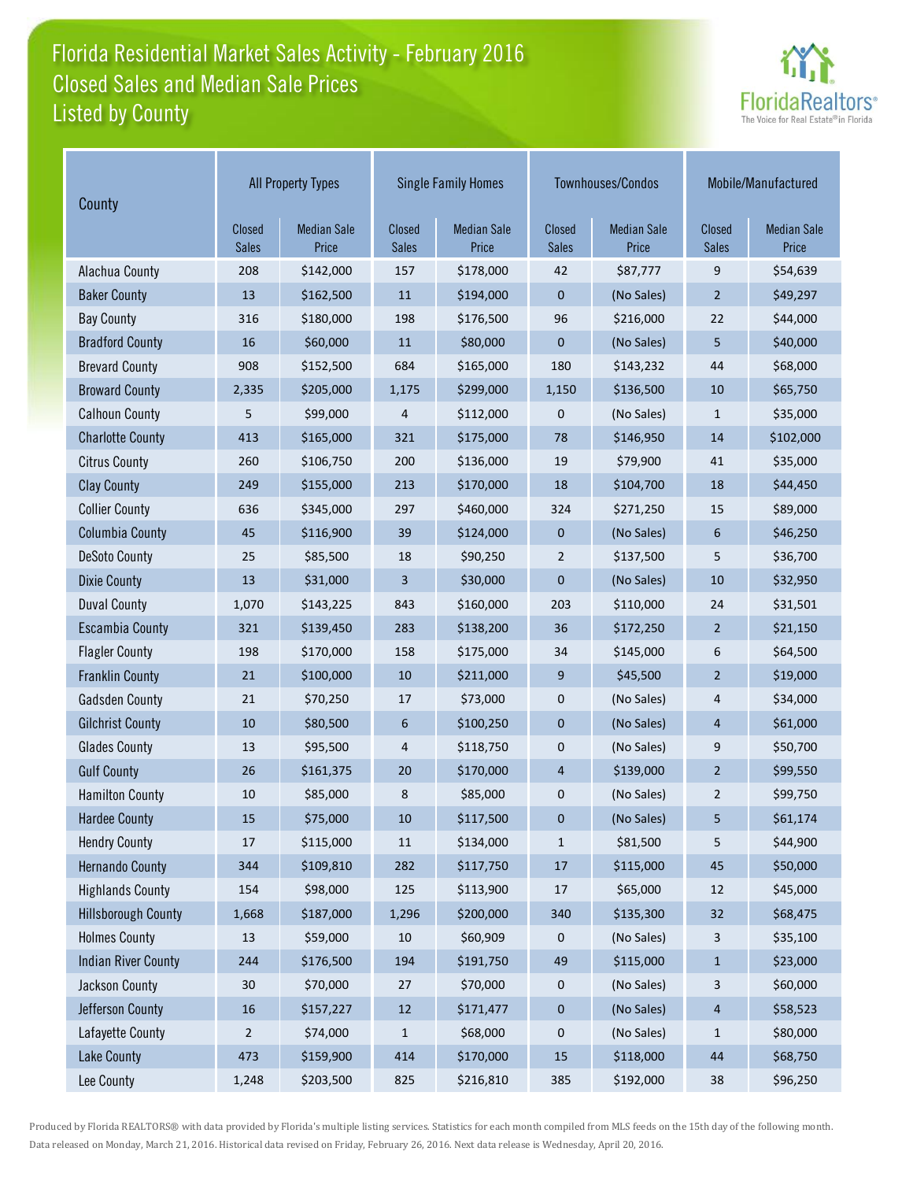# Florida Residential Market Sales Activity - February 2016
## Closed Sales and Median Sale Prices
## Listed by County

| County | All Property Types | | Single Family Homes | | Townhouses/Condos | | Mobile/Manufactured | |
|---|---|---|---|---|---|---|---|---|
| | Closed Sales | Median Sale Price | Closed Sales | Median Sale Price | Closed Sales | Median Sale Price | Closed Sales | Median Sale Price |
| Alachua County | 208 | $142,000 | 157 | $178,000 | 42 | $87,777 | 9 | $54,639 |
| Baker County | 13 | $162,500 | 11 | $194,000 | 0 | (No Sales) | 2 | $49,297 |
| Bay County | 316 | $180,000 | 198 | $176,500 | 96 | $216,000 | 22 | $44,000 |
| Bradford County | 16 | $60,000 | 11 | $80,000 | 0 | (No Sales) | 5 | $40,000 |
| Brevard County | 908 | $152,500 | 684 | $165,000 | 180 | $143,232 | 44 | $68,000 |
| Broward County | 2,335 | $205,000 | 1,175 | $299,000 | 1,150 | $136,500 | 10 | $65,750 |
| Calhoun County | 5 | $99,000 | 4 | $112,000 | 0 | (No Sales) | 1 | $35,000 |
| Charlotte County | 413 | $165,000 | 321 | $175,000 | 78 | $146,950 | 14 | $102,000 |
| Citrus County | 260 | $106,750 | 200 | $136,000 | 19 | $79,900 | 41 | $35,000 |
| Clay County | 249 | $155,000 | 213 | $170,000 | 18 | $104,700 | 18 | $44,450 |
| Collier County | 636 | $345,000 | 297 | $460,000 | 324 | $271,250 | 15 | $89,000 |
| Columbia County | 45 | $116,900 | 39 | $124,000 | 0 | (No Sales) | 6 | $46,250 |
| DeSoto County | 25 | $85,500 | 18 | $90,250 | 2 | $137,500 | 5 | $36,700 |
| Dixie County | 13 | $31,000 | 3 | $30,000 | 0 | (No Sales) | 10 | $32,950 |
| Duval County | 1,070 | $143,225 | 843 | $160,000 | 203 | $110,000 | 24 | $31,501 |
| Escambia County | 321 | $139,450 | 283 | $138,200 | 36 | $172,250 | 2 | $21,150 |
| Flagler County | 198 | $170,000 | 158 | $175,000 | 34 | $145,000 | 6 | $64,500 |
| Franklin County | 21 | $100,000 | 10 | $211,000 | 9 | $45,500 | 2 | $19,000 |
| Gadsden County | 21 | $70,250 | 17 | $73,000 | 0 | (No Sales) | 4 | $34,000 |
| Gilchrist County | 10 | $80,500 | 6 | $100,250 | 0 | (No Sales) | 4 | $61,000 |
| Glades County | 13 | $95,500 | 4 | $118,750 | 0 | (No Sales) | 9 | $50,700 |
| Gulf County | 26 | $161,375 | 20 | $170,000 | 4 | $139,000 | 2 | $99,550 |
| Hamilton County | 10 | $85,000 | 8 | $85,000 | 0 | (No Sales) | 2 | $99,750 |
| Hardee County | 15 | $75,000 | 10 | $117,500 | 0 | (No Sales) | 5 | $61,174 |
| Hendry County | 17 | $115,000 | 11 | $134,000 | 1 | $81,500 | 5 | $44,900 |
| Hernando County | 344 | $109,810 | 282 | $117,750 | 17 | $115,000 | 45 | $50,000 |
| Highlands County | 154 | $98,000 | 125 | $113,900 | 17 | $65,000 | 12 | $45,000 |
| Hillsborough County | 1,668 | $187,000 | 1,296 | $200,000 | 340 | $135,300 | 32 | $68,475 |
| Holmes County | 13 | $59,000 | 10 | $60,909 | 0 | (No Sales) | 3 | $35,100 |
| Indian River County | 244 | $176,500 | 194 | $191,750 | 49 | $115,000 | 1 | $23,000 |
| Jackson County | 30 | $70,000 | 27 | $70,000 | 0 | (No Sales) | 3 | $60,000 |
| Jefferson County | 16 | $157,227 | 12 | $171,477 | 0 | (No Sales) | 4 | $58,523 |
| Lafayette County | 2 | $74,000 | 1 | $68,000 | 0 | (No Sales) | 1 | $80,000 |
| Lake County | 473 | $159,900 | 414 | $170,000 | 15 | $118,000 | 44 | $68,750 |
| Lee County | 1,248 | $203,500 | 825 | $216,810 | 385 | $192,000 | 38 | $96,250 |

Produced by Florida REALTORS® with data provided by Florida's multiple listing services. Statistics for each month compiled from MLS feeds on the 15th day of the following month. Data released on Monday, March 21, 2016. Historical data revised on Friday, February 26, 2016. Next data release is Wednesday, April 20, 2016.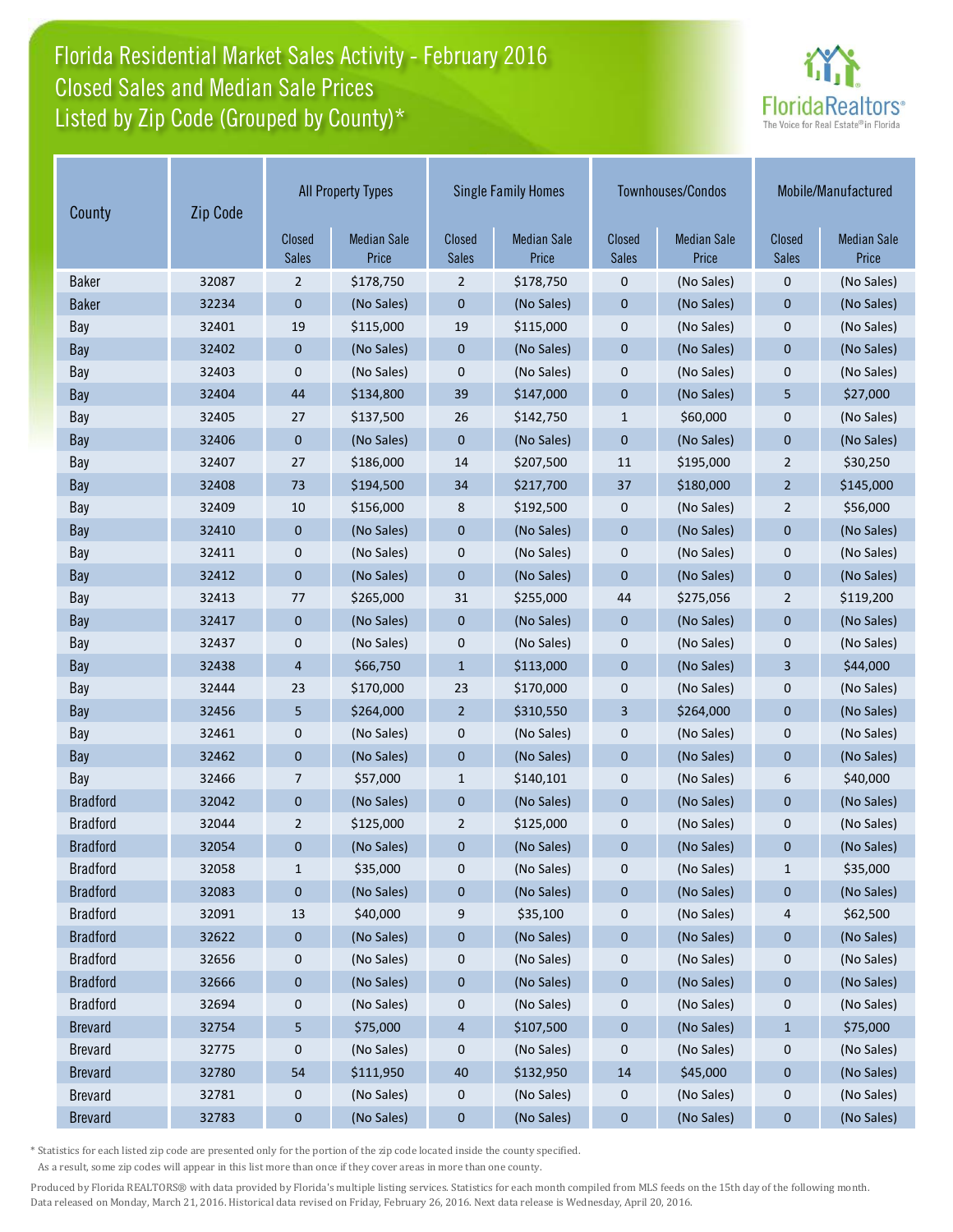# Florida Residential Market Sales Activity - February 2016
## Closed Sales and Median Sale Prices
## Listed by Zip Code (Grouped by County)*

| County | Zip Code | All Property Types | | Single Family Homes | | Townhouses/Condos | | Mobile/Manufactured | |
|---|---|---|---|---|---|---|---|---|---|
| | | Closed Sales | Median Sale Price | Closed Sales | Median Sale Price | Closed Sales | Median Sale Price | Closed Sales | Median Sale Price |
| Baker | 32087 | 2 | $178,750 | 2 | $178,750 | 0 | (No Sales) | 0 | (No Sales) |
| Baker | 32234 | 0 | (No Sales) | 0 | (No Sales) | 0 | (No Sales) | 0 | (No Sales) |
| Bay | 32401 | 19 | $115,000 | 19 | $115,000 | 0 | (No Sales) | 0 | (No Sales) |
| Bay | 32402 | 0 | (No Sales) | 0 | (No Sales) | 0 | (No Sales) | 0 | (No Sales) |
| Bay | 32403 | 0 | (No Sales) | 0 | (No Sales) | 0 | (No Sales) | 0 | (No Sales) |
| Bay | 32404 | 44 | $134,800 | 39 | $147,000 | 0 | (No Sales) | 5 | $27,000 |
| Bay | 32405 | 27 | $137,500 | 26 | $142,750 | 1 | $60,000 | 0 | (No Sales) |
| Bay | 32406 | 0 | (No Sales) | 0 | (No Sales) | 0 | (No Sales) | 0 | (No Sales) |
| Bay | 32407 | 27 | $186,000 | 14 | $207,500 | 11 | $195,000 | 2 | $30,250 |
| Bay | 32408 | 73 | $194,500 | 34 | $217,700 | 37 | $180,000 | 2 | $145,000 |
| Bay | 32409 | 10 | $156,000 | 8 | $192,500 | 0 | (No Sales) | 2 | $56,000 |
| Bay | 32410 | 0 | (No Sales) | 0 | (No Sales) | 0 | (No Sales) | 0 | (No Sales) |
| Bay | 32411 | 0 | (No Sales) | 0 | (No Sales) | 0 | (No Sales) | 0 | (No Sales) |
| Bay | 32412 | 0 | (No Sales) | 0 | (No Sales) | 0 | (No Sales) | 0 | (No Sales) |
| Bay | 32413 | 77 | $265,000 | 31 | $255,000 | 44 | $275,056 | 2 | $119,200 |
| Bay | 32417 | 0 | (No Sales) | 0 | (No Sales) | 0 | (No Sales) | 0 | (No Sales) |
| Bay | 32437 | 0 | (No Sales) | 0 | (No Sales) | 0 | (No Sales) | 0 | (No Sales) |
| Bay | 32438 | 4 | $66,750 | 1 | $113,000 | 0 | (No Sales) | 3 | $44,000 |
| Bay | 32444 | 23 | $170,000 | 23 | $170,000 | 0 | (No Sales) | 0 | (No Sales) |
| Bay | 32456 | 5 | $264,000 | 2 | $310,550 | 3 | $264,000 | 0 | (No Sales) |
| Bay | 32461 | 0 | (No Sales) | 0 | (No Sales) | 0 | (No Sales) | 0 | (No Sales) |
| Bay | 32462 | 0 | (No Sales) | 0 | (No Sales) | 0 | (No Sales) | 0 | (No Sales) |
| Bay | 32466 | 7 | $57,000 | 1 | $140,101 | 0 | (No Sales) | 6 | $40,000 |
| Bradford | 32042 | 0 | (No Sales) | 0 | (No Sales) | 0 | (No Sales) | 0 | (No Sales) |
| Bradford | 32044 | 2 | $125,000 | 2 | $125,000 | 0 | (No Sales) | 0 | (No Sales) |
| Bradford | 32054 | 0 | (No Sales) | 0 | (No Sales) | 0 | (No Sales) | 0 | (No Sales) |
| Bradford | 32058 | 1 | $35,000 | 0 | (No Sales) | 0 | (No Sales) | 1 | $35,000 |
| Bradford | 32083 | 0 | (No Sales) | 0 | (No Sales) | 0 | (No Sales) | 0 | (No Sales) |
| Bradford | 32091 | 13 | $40,000 | 9 | $35,100 | 0 | (No Sales) | 4 | $62,500 |
| Bradford | 32622 | 0 | (No Sales) | 0 | (No Sales) | 0 | (No Sales) | 0 | (No Sales) |
| Bradford | 32656 | 0 | (No Sales) | 0 | (No Sales) | 0 | (No Sales) | 0 | (No Sales) |
| Bradford | 32666 | 0 | (No Sales) | 0 | (No Sales) | 0 | (No Sales) | 0 | (No Sales) |
| Bradford | 32694 | 0 | (No Sales) | 0 | (No Sales) | 0 | (No Sales) | 0 | (No Sales) |
| Brevard | 32754 | 5 | $75,000 | 4 | $107,500 | 0 | (No Sales) | 1 | $75,000 |
| Brevard | 32775 | 0 | (No Sales) | 0 | (No Sales) | 0 | (No Sales) | 0 | (No Sales) |
| Brevard | 32780 | 54 | $111,950 | 40 | $132,950 | 14 | $45,000 | 0 | (No Sales) |
| Brevard | 32781 | 0 | (No Sales) | 0 | (No Sales) | 0 | (No Sales) | 0 | (No Sales) |
| Brevard | 32783 | 0 | (No Sales) | 0 | (No Sales) | 0 | (No Sales) | 0 | (No Sales) |

* Statistics for each listed zip code are presented only for the portion of the zip code located inside the county specified. As a result, some zip codes will appear in this list more than once if they cover areas in more than one county.

Produced by Florida REALTORS® with data provided by Florida's multiple listing services. Statistics for each month compiled from MLS feeds on the 15th day of the following month. Data released on Monday, March 21, 2016. Historical data revised on Friday, February 26, 2016. Next data release is Wednesday, April 20, 2016.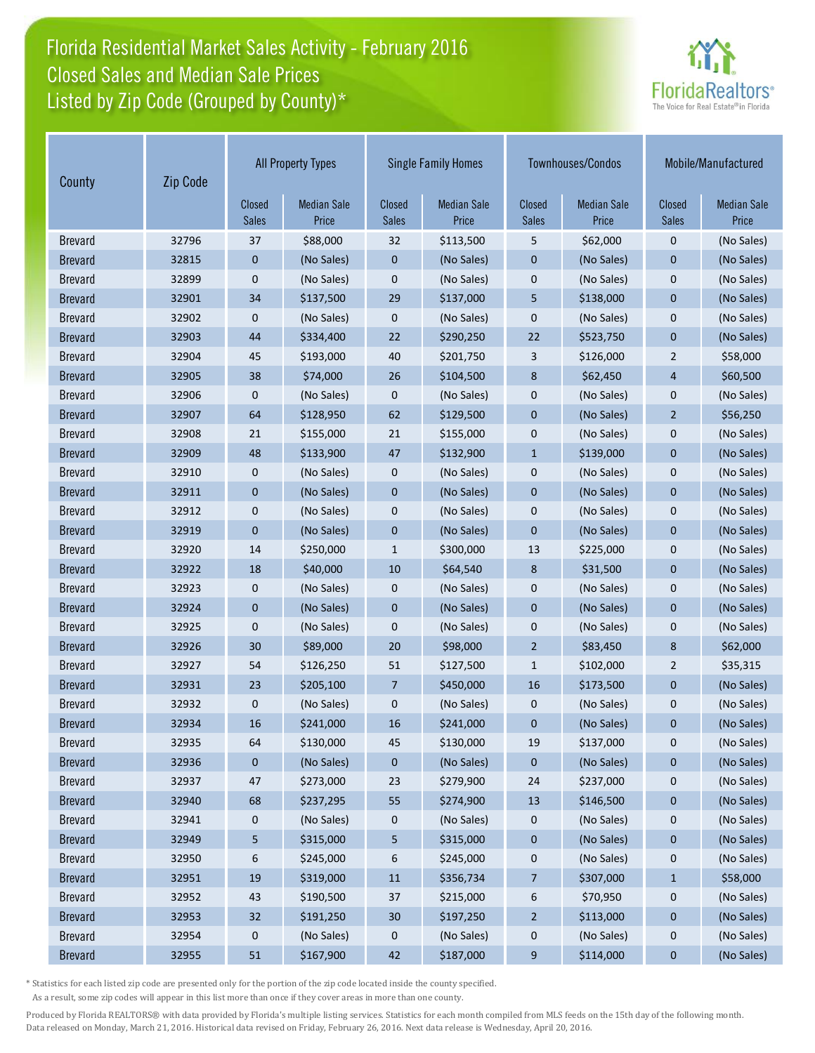# Florida Residential Market Sales Activity - February 2016
## Closed Sales and Median Sale Prices
## Listed by Zip Code (Grouped by County)*

| County | Zip Code | All Property Types | | Single Family Homes | | Townhouses/Condos | | Mobile/Manufactured | |
|---|---|---|---|---|---|---|---|---|---|
| | | Closed Sales | Median Sale Price | Closed Sales | Median Sale Price | Closed Sales | Median Sale Price | Closed Sales | Median Sale Price |
| Brevard | 32796 | 37 | $88,000 | 32 | $113,500 | 5 | $62,000 | 0 | (No Sales) |
| Brevard | 32815 | 0 | (No Sales) | 0 | (No Sales) | 0 | (No Sales) | 0 | (No Sales) |
| Brevard | 32899 | 0 | (No Sales) | 0 | (No Sales) | 0 | (No Sales) | 0 | (No Sales) |
| Brevard | 32901 | 34 | $137,500 | 29 | $137,000 | 5 | $138,000 | 0 | (No Sales) |
| Brevard | 32902 | 0 | (No Sales) | 0 | (No Sales) | 0 | (No Sales) | 0 | (No Sales) |
| Brevard | 32903 | 44 | $334,400 | 22 | $290,250 | 22 | $523,750 | 0 | (No Sales) |
| Brevard | 32904 | 45 | $193,000 | 40 | $201,750 | 3 | $126,000 | 2 | $58,000 |
| Brevard | 32905 | 38 | $74,000 | 26 | $104,500 | 8 | $62,450 | 4 | $60,500 |
| Brevard | 32906 | 0 | (No Sales) | 0 | (No Sales) | 0 | (No Sales) | 0 | (No Sales) |
| Brevard | 32907 | 64 | $128,950 | 62 | $129,500 | 0 | (No Sales) | 2 | $56,250 |
| Brevard | 32908 | 21 | $155,000 | 21 | $155,000 | 0 | (No Sales) | 0 | (No Sales) |
| Brevard | 32909 | 48 | $133,900 | 47 | $132,900 | 1 | $139,000 | 0 | (No Sales) |
| Brevard | 32910 | 0 | (No Sales) | 0 | (No Sales) | 0 | (No Sales) | 0 | (No Sales) |
| Brevard | 32911 | 0 | (No Sales) | 0 | (No Sales) | 0 | (No Sales) | 0 | (No Sales) |
| Brevard | 32912 | 0 | (No Sales) | 0 | (No Sales) | 0 | (No Sales) | 0 | (No Sales) |
| Brevard | 32919 | 0 | (No Sales) | 0 | (No Sales) | 0 | (No Sales) | 0 | (No Sales) |
| Brevard | 32920 | 14 | $250,000 | 1 | $300,000 | 13 | $225,000 | 0 | (No Sales) |
| Brevard | 32922 | 18 | $40,000 | 10 | $64,540 | 8 | $31,500 | 0 | (No Sales) |
| Brevard | 32923 | 0 | (No Sales) | 0 | (No Sales) | 0 | (No Sales) | 0 | (No Sales) |
| Brevard | 32924 | 0 | (No Sales) | 0 | (No Sales) | 0 | (No Sales) | 0 | (No Sales) |
| Brevard | 32925 | 0 | (No Sales) | 0 | (No Sales) | 0 | (No Sales) | 0 | (No Sales) |
| Brevard | 32926 | 30 | $89,000 | 20 | $98,000 | 2 | $83,450 | 8 | $62,000 |
| Brevard | 32927 | 54 | $126,250 | 51 | $127,500 | 1 | $102,000 | 2 | $35,315 |
| Brevard | 32931 | 23 | $205,100 | 7 | $450,000 | 16 | $173,500 | 0 | (No Sales) |
| Brevard | 32932 | 0 | (No Sales) | 0 | (No Sales) | 0 | (No Sales) | 0 | (No Sales) |
| Brevard | 32934 | 16 | $241,000 | 16 | $241,000 | 0 | (No Sales) | 0 | (No Sales) |
| Brevard | 32935 | 64 | $130,000 | 45 | $130,000 | 19 | $137,000 | 0 | (No Sales) |
| Brevard | 32936 | 0 | (No Sales) | 0 | (No Sales) | 0 | (No Sales) | 0 | (No Sales) |
| Brevard | 32937 | 47 | $273,000 | 23 | $279,900 | 24 | $237,000 | 0 | (No Sales) |
| Brevard | 32940 | 68 | $237,295 | 55 | $274,900 | 13 | $146,500 | 0 | (No Sales) |
| Brevard | 32941 | 0 | (No Sales) | 0 | (No Sales) | 0 | (No Sales) | 0 | (No Sales) |
| Brevard | 32949 | 5 | $315,000 | 5 | $315,000 | 0 | (No Sales) | 0 | (No Sales) |
| Brevard | 32950 | 6 | $245,000 | 6 | $245,000 | 0 | (No Sales) | 0 | (No Sales) |
| Brevard | 32951 | 19 | $319,000 | 11 | $356,734 | 7 | $307,000 | 1 | $58,000 |
| Brevard | 32952 | 43 | $190,500 | 37 | $215,000 | 6 | $70,950 | 0 | (No Sales) |
| Brevard | 32953 | 32 | $191,250 | 30 | $197,250 | 2 | $113,000 | 0 | (No Sales) |
| Brevard | 32954 | 0 | (No Sales) | 0 | (No Sales) | 0 | (No Sales) | 0 | (No Sales) |
| Brevard | 32955 | 51 | $167,900 | 42 | $187,000 | 9 | $114,000 | 0 | (No Sales) |

* Statistics for each listed zip code are presented only for the portion of the zip code located inside the county specified. As a result, some zip codes will appear in this list more than once if they cover areas in more than one county.

Produced by Florida REALTORS® with data provided by Florida's multiple listing services. Statistics for each month compiled from MLS feeds on the 15th day of the following month. Data released on Monday, March 21, 2016. Historical data revised on Friday, February 26, 2016. Next data release is Wednesday, April 20, 2016.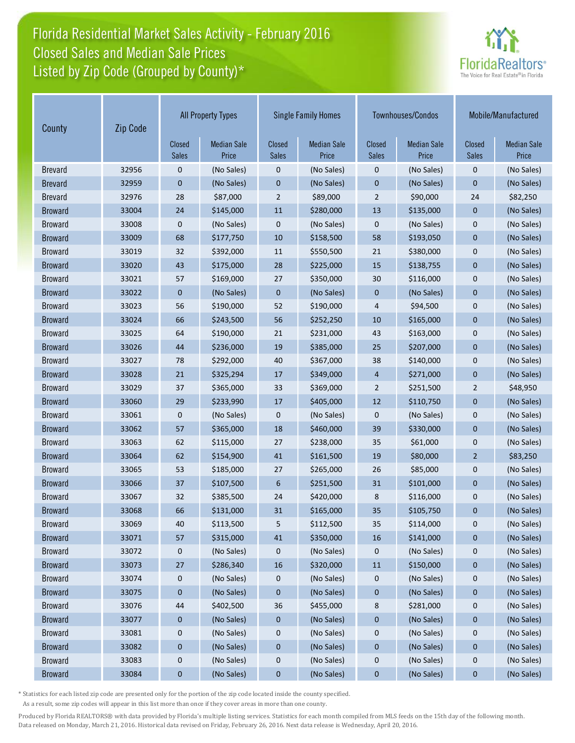# Florida Residential Market Sales Activity - February 2016
## Closed Sales and Median Sale Prices
## Listed by Zip Code (Grouped by County)*

| County | Zip Code | All Property Types | | Single Family Homes | | Townhouses/Condos | | Mobile/Manufactured | |
|---|---|---|---|---|---|---|---|---|---|
| | | Closed Sales | Median Sale Price | Closed Sales | Median Sale Price | Closed Sales | Median Sale Price | Closed Sales | Median Sale Price |
| Brevard | 32956 | 0 | (No Sales) | 0 | (No Sales) | 0 | (No Sales) | 0 | (No Sales) |
| Brevard | 32959 | 0 | (No Sales) | 0 | (No Sales) | 0 | (No Sales) | 0 | (No Sales) |
| Brevard | 32976 | 28 | $87,000 | 2 | $89,000 | 2 | $90,000 | 24 | $82,250 |
| Broward | 33004 | 24 | $145,000 | 11 | $280,000 | 13 | $135,000 | 0 | (No Sales) |
| Broward | 33008 | 0 | (No Sales) | 0 | (No Sales) | 0 | (No Sales) | 0 | (No Sales) |
| Broward | 33009 | 68 | $177,750 | 10 | $158,500 | 58 | $193,050 | 0 | (No Sales) |
| Broward | 33019 | 32 | $392,000 | 11 | $550,500 | 21 | $380,000 | 0 | (No Sales) |
| Broward | 33020 | 43 | $175,000 | 28 | $225,000 | 15 | $138,755 | 0 | (No Sales) |
| Broward | 33021 | 57 | $169,000 | 27 | $350,000 | 30 | $116,000 | 0 | (No Sales) |
| Broward | 33022 | 0 | (No Sales) | 0 | (No Sales) | 0 | (No Sales) | 0 | (No Sales) |
| Broward | 33023 | 56 | $190,000 | 52 | $190,000 | 4 | $94,500 | 0 | (No Sales) |
| Broward | 33024 | 66 | $243,500 | 56 | $252,250 | 10 | $165,000 | 0 | (No Sales) |
| Broward | 33025 | 64 | $190,000 | 21 | $231,000 | 43 | $163,000 | 0 | (No Sales) |
| Broward | 33026 | 44 | $236,000 | 19 | $385,000 | 25 | $207,000 | 0 | (No Sales) |
| Broward | 33027 | 78 | $292,000 | 40 | $367,000 | 38 | $140,000 | 0 | (No Sales) |
| Broward | 33028 | 21 | $325,294 | 17 | $349,000 | 4 | $271,000 | 0 | (No Sales) |
| Broward | 33029 | 37 | $365,000 | 33 | $369,000 | 2 | $251,500 | 2 | $48,950 |
| Broward | 33060 | 29 | $233,990 | 17 | $405,000 | 12 | $110,750 | 0 | (No Sales) |
| Broward | 33061 | 0 | (No Sales) | 0 | (No Sales) | 0 | (No Sales) | 0 | (No Sales) |
| Broward | 33062 | 57 | $365,000 | 18 | $460,000 | 39 | $330,000 | 0 | (No Sales) |
| Broward | 33063 | 62 | $115,000 | 27 | $238,000 | 35 | $61,000 | 0 | (No Sales) |
| Broward | 33064 | 62 | $154,900 | 41 | $161,500 | 19 | $80,000 | 2 | $83,250 |
| Broward | 33065 | 53 | $185,000 | 27 | $265,000 | 26 | $85,000 | 0 | (No Sales) |
| Broward | 33066 | 37 | $107,500 | 6 | $251,500 | 31 | $101,000 | 0 | (No Sales) |
| Broward | 33067 | 32 | $385,500 | 24 | $420,000 | 8 | $116,000 | 0 | (No Sales) |
| Broward | 33068 | 66 | $131,000 | 31 | $165,000 | 35 | $105,750 | 0 | (No Sales) |
| Broward | 33069 | 40 | $113,500 | 5 | $112,500 | 35 | $114,000 | 0 | (No Sales) |
| Broward | 33071 | 57 | $315,000 | 41 | $350,000 | 16 | $141,000 | 0 | (No Sales) |
| Broward | 33072 | 0 | (No Sales) | 0 | (No Sales) | 0 | (No Sales) | 0 | (No Sales) |
| Broward | 33073 | 27 | $286,340 | 16 | $320,000 | 11 | $150,000 | 0 | (No Sales) |
| Broward | 33074 | 0 | (No Sales) | 0 | (No Sales) | 0 | (No Sales) | 0 | (No Sales) |
| Broward | 33075 | 0 | (No Sales) | 0 | (No Sales) | 0 | (No Sales) | 0 | (No Sales) |
| Broward | 33076 | 44 | $402,500 | 36 | $455,000 | 8 | $281,000 | 0 | (No Sales) |
| Broward | 33077 | 0 | (No Sales) | 0 | (No Sales) | 0 | (No Sales) | 0 | (No Sales) |
| Broward | 33081 | 0 | (No Sales) | 0 | (No Sales) | 0 | (No Sales) | 0 | (No Sales) |
| Broward | 33082 | 0 | (No Sales) | 0 | (No Sales) | 0 | (No Sales) | 0 | (No Sales) |
| Broward | 33083 | 0 | (No Sales) | 0 | (No Sales) | 0 | (No Sales) | 0 | (No Sales) |
| Broward | 33084 | 0 | (No Sales) | 0 | (No Sales) | 0 | (No Sales) | 0 | (No Sales) |

* Statistics for each listed zip code are presented only for the portion of the zip code located inside the county specified. As a result, some zip codes will appear in this list more than once if they cover areas in more than one county.

Produced by Florida REALTORS® with data provided by Florida's multiple listing services. Statistics for each month compiled from MLS feeds on the 15th day of the following month. Data released on Monday, March 21, 2016. Historical data revised on Friday, February 26, 2016. Next data release is Wednesday, April 20, 2016.